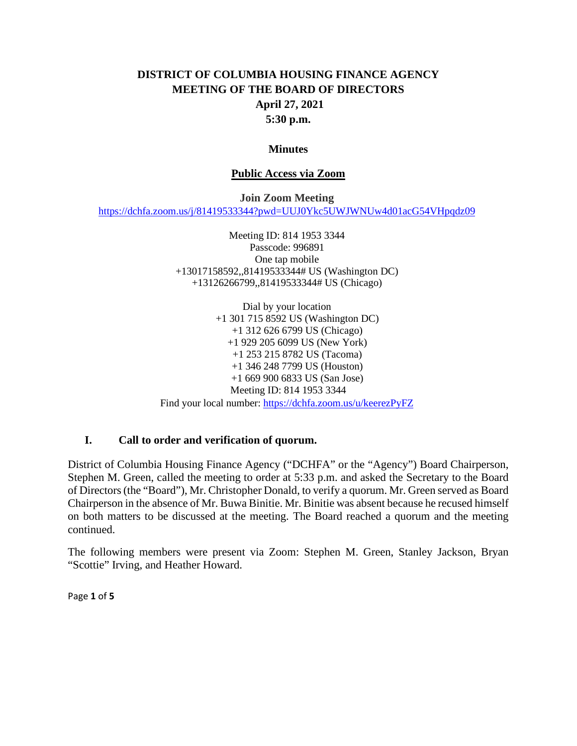# DISTRICT OF COLUMBIA HOUSING FINANCE AGENCY
# MEETING OF THE BOARD OF DIRECTORS
## April 27, 2021
## 5:30 p.m.

### Minutes

### <u>Public Access via Zoom</u>

**Join Zoom Meeting**
https://dchfa.zoom.us/j/81419533344?pwd=UUJ0Ykc5UWJWNUw4d01acG54VHpqdz09

Meeting ID: 814 1953 3344
Passcode: 996891
One tap mobile
+13017158592,,81419533344# US (Washington DC)
+13126266799,,81419533344# US (Chicago)

Dial by your location
+1 301 715 8592 US (Washington DC)
+1 312 626 6799 US (Chicago)
+1 929 205 6099 US (New York)
+1 253 215 8782 US (Tacoma)
+1 346 248 7799 US (Houston)
+1 669 900 6833 US (San Jose)
Meeting ID: 814 1953 3344
Find your local number: https://dchfa.zoom.us/u/keerezPyFZ

## I. Call to order and verification of quorum.

District of Columbia Housing Finance Agency ("DCHFA" or the "Agency") Board Chairperson, Stephen M. Green, called the meeting to order at 5:33 p.m. and asked the Secretary to the Board of Directors (the "Board"), Mr. Christopher Donald, to verify a quorum. Mr. Green served as Board Chairperson in the absence of Mr. Buwa Binitie. Mr. Binitie was absent because he recused himself on both matters to be discussed at the meeting. The Board reached a quorum and the meeting continued.

The following members were present via Zoom: Stephen M. Green, Stanley Jackson, Bryan "Scottie" Irving, and Heather Howard.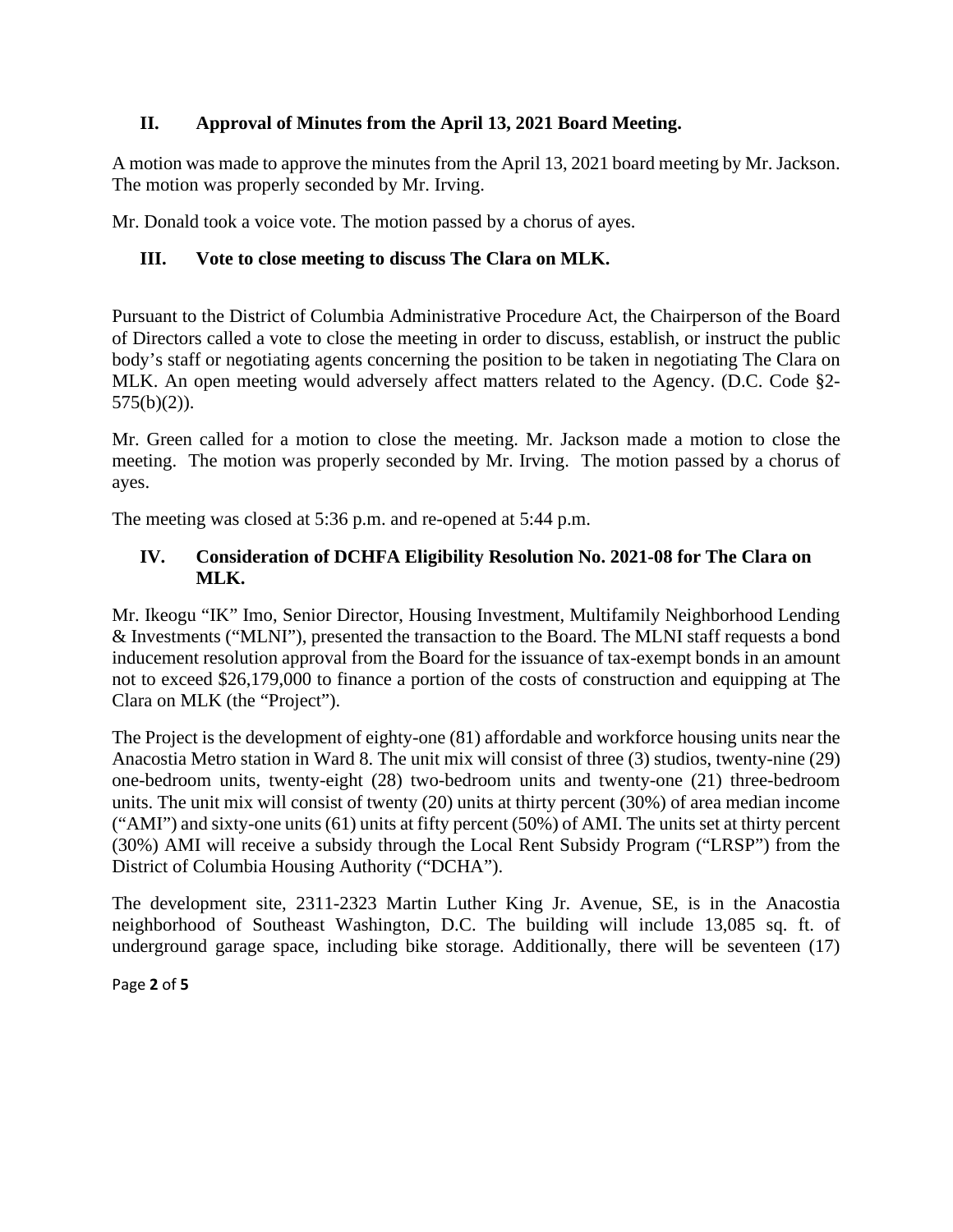## II. Approval of Minutes from the April 13, 2021 Board Meeting.

A motion was made to approve the minutes from the April 13, 2021 board meeting by Mr. Jackson. The motion was properly seconded by Mr. Irving.

Mr. Donald took a voice vote. The motion passed by a chorus of ayes.

## III. Vote to close meeting to discuss The Clara on MLK.

Pursuant to the District of Columbia Administrative Procedure Act, the Chairperson of the Board of Directors called a vote to close the meeting in order to discuss, establish, or instruct the public body's staff or negotiating agents concerning the position to be taken in negotiating The Clara on MLK. An open meeting would adversely affect matters related to the Agency. (D.C. Code §2-575(b)(2)).

Mr. Green called for a motion to close the meeting. Mr. Jackson made a motion to close the meeting. The motion was properly seconded by Mr. Irving. The motion passed by a chorus of ayes.

The meeting was closed at 5:36 p.m. and re-opened at 5:44 p.m.

## IV. Consideration of DCHFA Eligibility Resolution No. 2021-08 for The Clara on MLK.

Mr. Ikeogu "IK" Imo, Senior Director, Housing Investment, Multifamily Neighborhood Lending & Investments ("MLNI"), presented the transaction to the Board. The MLNI staff requests a bond inducement resolution approval from the Board for the issuance of tax-exempt bonds in an amount not to exceed $26,179,000 to finance a portion of the costs of construction and equipping at The Clara on MLK (the "Project").

The Project is the development of eighty-one (81) affordable and workforce housing units near the Anacostia Metro station in Ward 8. The unit mix will consist of three (3) studios, twenty-nine (29) one-bedroom units, twenty-eight (28) two-bedroom units and twenty-one (21) three-bedroom units. The unit mix will consist of twenty (20) units at thirty percent (30%) of area median income ("AMI") and sixty-one units (61) units at fifty percent (50%) of AMI. The units set at thirty percent (30%) AMI will receive a subsidy through the Local Rent Subsidy Program ("LRSP") from the District of Columbia Housing Authority ("DCHA").

The development site, 2311-2323 Martin Luther King Jr. Avenue, SE, is in the Anacostia neighborhood of Southeast Washington, D.C. The building will include 13,085 sq. ft. of underground garage space, including bike storage. Additionally, there will be seventeen (17)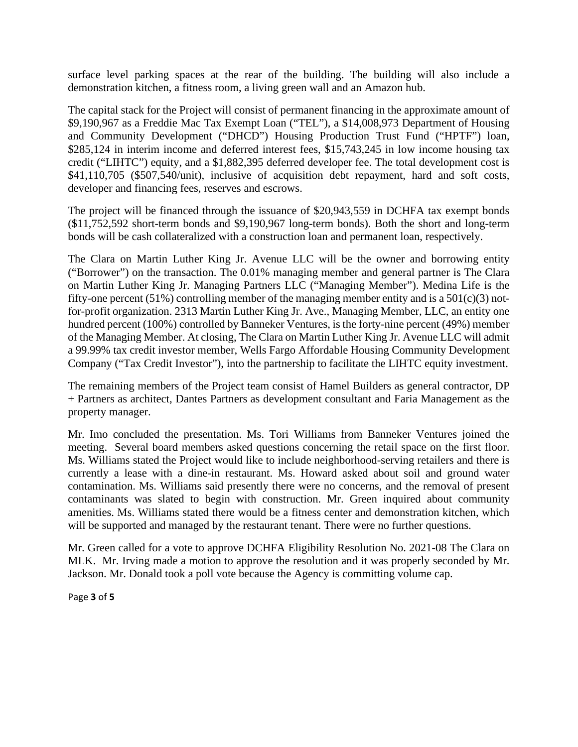surface level parking spaces at the rear of the building. The building will also include a demonstration kitchen, a fitness room, a living green wall and an Amazon hub.

The capital stack for the Project will consist of permanent financing in the approximate amount of $9,190,967 as a Freddie Mac Tax Exempt Loan ("TEL"), a $14,008,973 Department of Housing and Community Development ("DHCD") Housing Production Trust Fund ("HPTF") loan, $285,124 in interim income and deferred interest fees, $15,743,245 in low income housing tax credit ("LIHTC") equity, and a $1,882,395 deferred developer fee. The total development cost is $41,110,705 ($507,540/unit), inclusive of acquisition debt repayment, hard and soft costs, developer and financing fees, reserves and escrows.

The project will be financed through the issuance of $20,943,559 in DCHFA tax exempt bonds ($11,752,592 short-term bonds and $9,190,967 long-term bonds). Both the short and long-term bonds will be cash collateralized with a construction loan and permanent loan, respectively.

The Clara on Martin Luther King Jr. Avenue LLC will be the owner and borrowing entity ("Borrower") on the transaction. The 0.01% managing member and general partner is The Clara on Martin Luther King Jr. Managing Partners LLC ("Managing Member"). Medina Life is the fifty-one percent (51%) controlling member of the managing member entity and is a 501(c)(3) not-for-profit organization. 2313 Martin Luther King Jr. Ave., Managing Member, LLC, an entity one hundred percent (100%) controlled by Banneker Ventures, is the forty-nine percent (49%) member of the Managing Member. At closing, The Clara on Martin Luther King Jr. Avenue LLC will admit a 99.99% tax credit investor member, Wells Fargo Affordable Housing Community Development Company ("Tax Credit Investor"), into the partnership to facilitate the LIHTC equity investment.

The remaining members of the Project team consist of Hamel Builders as general contractor, DP + Partners as architect, Dantes Partners as development consultant and Faria Management as the property manager.

Mr. Imo concluded the presentation. Ms. Tori Williams from Banneker Ventures joined the meeting. Several board members asked questions concerning the retail space on the first floor. Ms. Williams stated the Project would like to include neighborhood-serving retailers and there is currently a lease with a dine-in restaurant. Ms. Howard asked about soil and ground water contamination. Ms. Williams said presently there were no concerns, and the removal of present contaminants was slated to begin with construction. Mr. Green inquired about community amenities. Ms. Williams stated there would be a fitness center and demonstration kitchen, which will be supported and managed by the restaurant tenant. There were no further questions.

Mr. Green called for a vote to approve DCHFA Eligibility Resolution No. 2021-08 The Clara on MLK. Mr. Irving made a motion to approve the resolution and it was properly seconded by Mr. Jackson. Mr. Donald took a poll vote because the Agency is committing volume cap.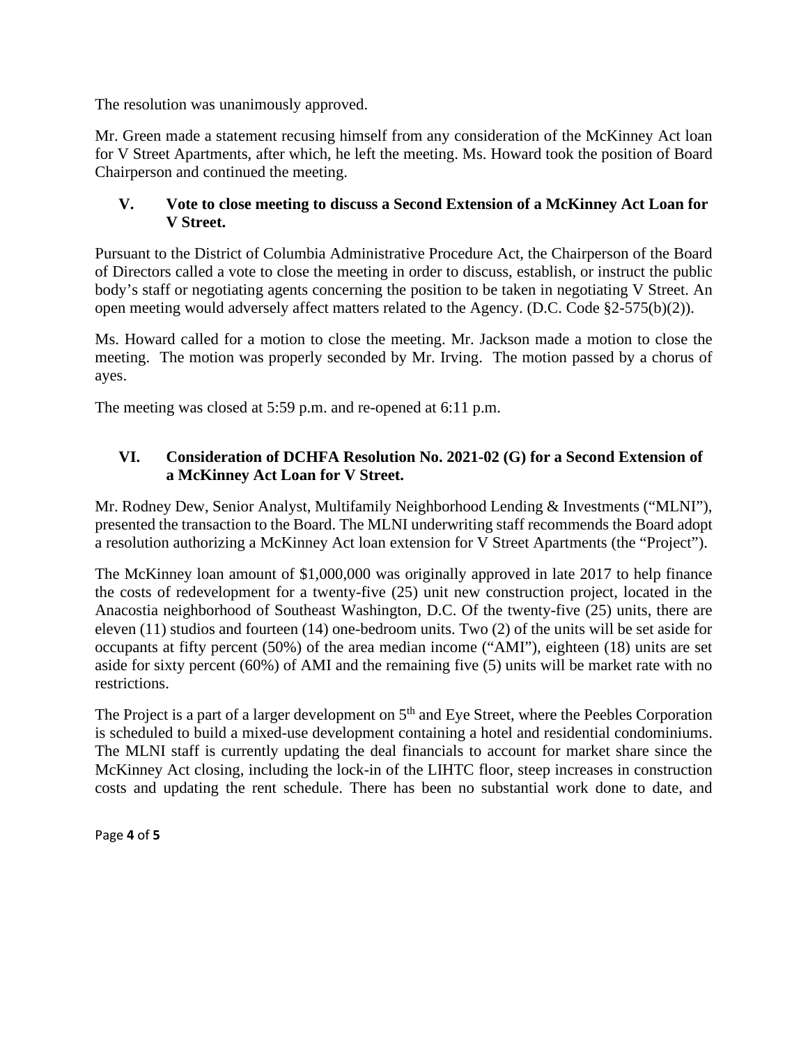The resolution was unanimously approved.

Mr. Green made a statement recusing himself from any consideration of the McKinney Act loan for V Street Apartments, after which, he left the meeting. Ms. Howard took the position of Board Chairperson and continued the meeting.

### V. Vote to close meeting to discuss a Second Extension of a McKinney Act Loan for V Street.

Pursuant to the District of Columbia Administrative Procedure Act, the Chairperson of the Board of Directors called a vote to close the meeting in order to discuss, establish, or instruct the public body's staff or negotiating agents concerning the position to be taken in negotiating V Street. An open meeting would adversely affect matters related to the Agency. (D.C. Code §2-575(b)(2)).

Ms. Howard called for a motion to close the meeting. Mr. Jackson made a motion to close the meeting. The motion was properly seconded by Mr. Irving. The motion passed by a chorus of ayes.

The meeting was closed at 5:59 p.m. and re-opened at 6:11 p.m.

### VI. Consideration of DCHFA Resolution No. 2021-02 (G) for a Second Extension of a McKinney Act Loan for V Street.

Mr. Rodney Dew, Senior Analyst, Multifamily Neighborhood Lending & Investments ("MLNI"), presented the transaction to the Board. The MLNI underwriting staff recommends the Board adopt a resolution authorizing a McKinney Act loan extension for V Street Apartments (the "Project").

The McKinney loan amount of $1,000,000 was originally approved in late 2017 to help finance the costs of redevelopment for a twenty-five (25) unit new construction project, located in the Anacostia neighborhood of Southeast Washington, D.C. Of the twenty-five (25) units, there are eleven (11) studios and fourteen (14) one-bedroom units. Two (2) of the units will be set aside for occupants at fifty percent (50%) of the area median income ("AMI"), eighteen (18) units are set aside for sixty percent (60%) of AMI and the remaining five (5) units will be market rate with no restrictions.

The Project is a part of a larger development on 5th and Eye Street, where the Peebles Corporation is scheduled to build a mixed-use development containing a hotel and residential condominiums. The MLNI staff is currently updating the deal financials to account for market share since the McKinney Act closing, including the lock-in of the LIHTC floor, steep increases in construction costs and updating the rent schedule. There has been no substantial work done to date, and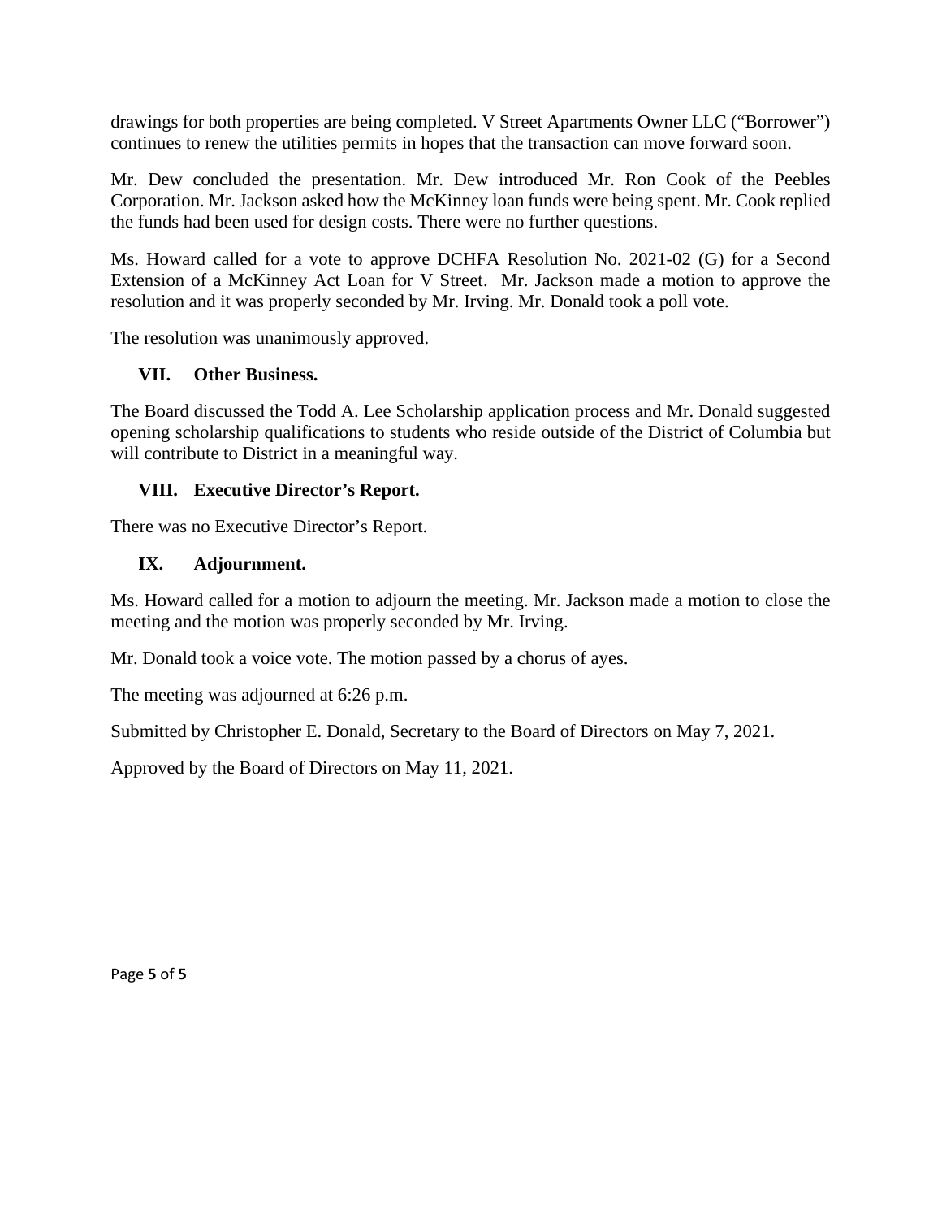drawings for both properties are being completed. V Street Apartments Owner LLC ("Borrower") continues to renew the utilities permits in hopes that the transaction can move forward soon.

Mr. Dew concluded the presentation. Mr. Dew introduced Mr. Ron Cook of the Peebles Corporation. Mr. Jackson asked how the McKinney loan funds were being spent. Mr. Cook replied the funds had been used for design costs. There were no further questions.

Ms. Howard called for a vote to approve DCHFA Resolution No. 2021-02 (G) for a Second Extension of a McKinney Act Loan for V Street. Mr. Jackson made a motion to approve the resolution and it was properly seconded by Mr. Irving. Mr. Donald took a poll vote.

The resolution was unanimously approved.

## VII. Other Business.

The Board discussed the Todd A. Lee Scholarship application process and Mr. Donald suggested opening scholarship qualifications to students who reside outside of the District of Columbia but will contribute to District in a meaningful way.

## VIII. Executive Director's Report.

There was no Executive Director's Report.

## IX. Adjournment.

Ms. Howard called for a motion to adjourn the meeting. Mr. Jackson made a motion to close the meeting and the motion was properly seconded by Mr. Irving.

Mr. Donald took a voice vote. The motion passed by a chorus of ayes.

The meeting was adjourned at 6:26 p.m.

Submitted by Christopher E. Donald, Secretary to the Board of Directors on May 7, 2021.

Approved by the Board of Directors on May 11, 2021.